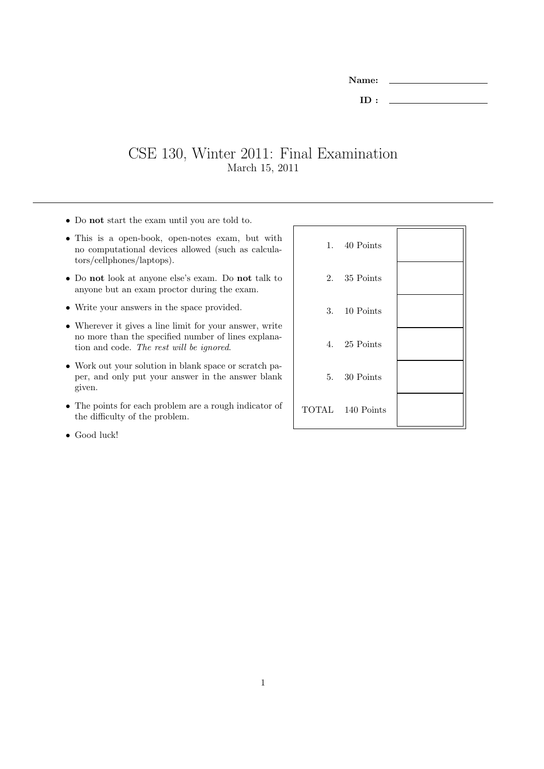**Name:** ____________________

**ID :** ____________________

# CSE 130, Winter 2011: Final Examination

March 15, 2011

---

- Do **not** start the exam until you are told to.
- This is a open-book, open-notes exam, but with no computational devices allowed (such as calculators/cellphones/laptops).
- Do **not** look at anyone else's exam. Do **not** talk to anyone but an exam proctor during the exam.
- Write your answers in the space provided.
- Wherever it gives a line limit for your answer, write no more than the specified number of lines explanation and code. *The rest will be ignored*.
- Work out your solution in blank space or scratch paper, and only put your answer in the answer blank given.
- The points for each problem are a rough indicator of the difficulty of the problem.
- Good luck!

| | | |
|---|---|---|
| 1. | 40 Points | |
| 2. | 35 Points | |
| 3. | 10 Points | |
| 4. | 25 Points | |
| 5. | 30 Points | |
| TOTAL | 140 Points | |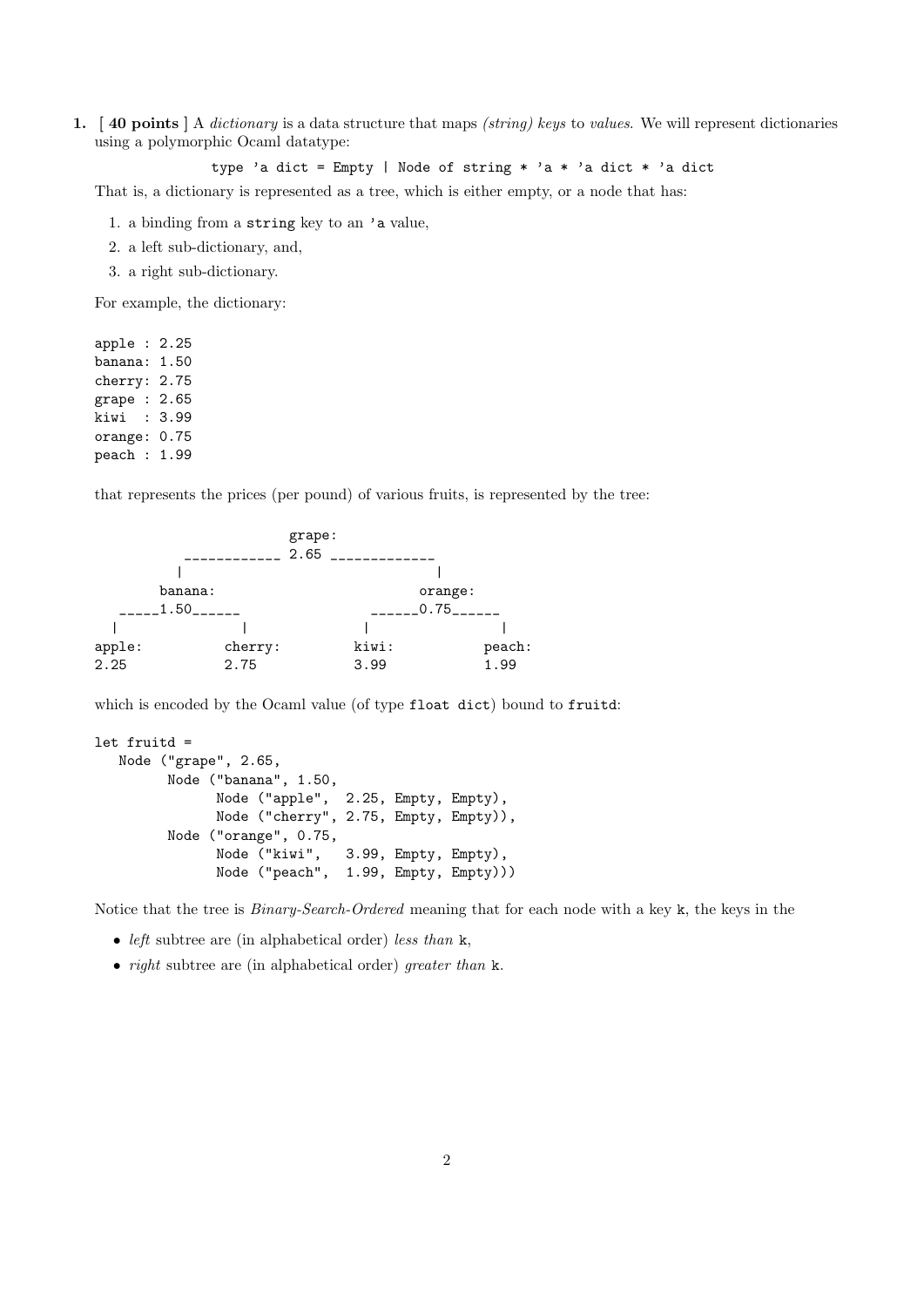**1.** [ **40 points** ] A *dictionary* is a data structure that maps *(string) keys* to *values*. We will represent dictionaries using a polymorphic Ocaml datatype:

```
type 'a dict = Empty | Node of string * 'a * 'a dict * 'a dict
```

That is, a dictionary is represented as a tree, which is either empty, or a node that has:

1. a binding from a `string` key to an `'a` value,
2. a left sub-dictionary, and,
3. a right sub-dictionary.

For example, the dictionary:

```
apple : 2.25
banana: 1.50
cherry: 2.75
grape : 2.65
kiwi  : 3.99
orange: 0.75
peach : 1.99
```

that represents the prices (per pound) of various fruits, is represented by the tree:

```
                        grape:
         ____________ 2.65 _____________
        |                              |
      banana:                        orange:
   _____1.50______               ______0.75______
  |              |              |               |
apple:         cherry:        kiwi:           peach:
2.25           2.75           3.99            1.99
```

which is encoded by the Ocaml value (of type `float dict`) bound to `fruitd`:

```
let fruitd =
   Node ("grape", 2.65,
         Node ("banana", 1.50,
               Node ("apple",  2.25, Empty, Empty),
               Node ("cherry", 2.75, Empty, Empty)),
         Node ("orange", 0.75,
               Node ("kiwi",   3.99, Empty, Empty),
               Node ("peach",  1.99, Empty, Empty)))
```

Notice that the tree is *Binary-Search-Ordered* meaning that for each node with a key `k`, the keys in the

- *left* subtree are (in alphabetical order) *less than* `k`,
- *right* subtree are (in alphabetical order) *greater than* `k`.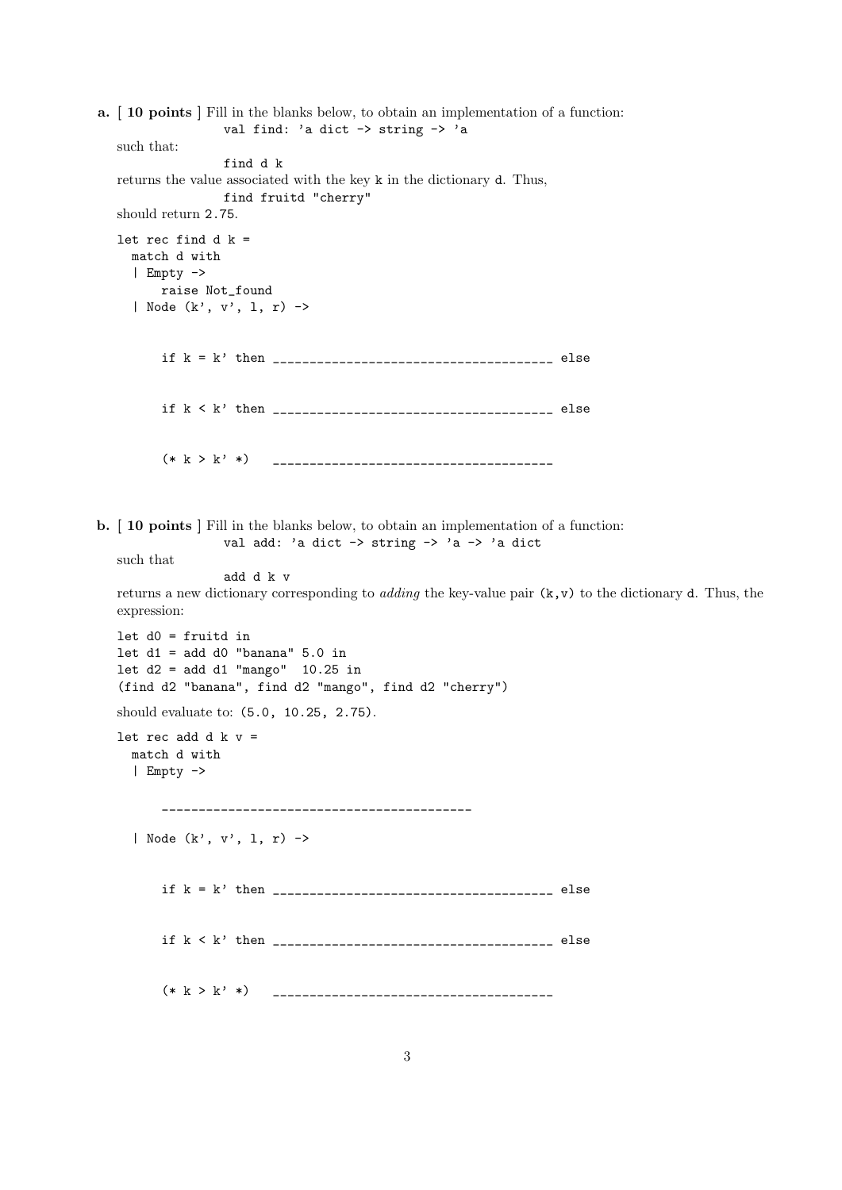**a.** [ **10 points** ] Fill in the blanks below, to obtain an implementation of a function:

```
val find: 'a dict -> string -> 'a
```

such that:

```
find d k
```

returns the value associated with the key `k` in the dictionary `d`. Thus,

```
find fruitd "cherry"
```

should return `2.75`.

```
let rec find d k =
  match d with
  | Empty ->
      raise Not_found
  | Node (k', v', l, r) ->

      if k = k' then _____________________________________ else

      if k < k' then _____________________________________ else

      (* k > k' *)   _____________________________________
```

**b.** [ **10 points** ] Fill in the blanks below, to obtain an implementation of a function:

```
val add: 'a dict -> string -> 'a -> 'a dict
```

such that

```
add d k v
```

returns a new dictionary corresponding to *adding* the key-value pair `(k,v)` to the dictionary `d`. Thus, the expression:

```
let d0 = fruitd in
let d1 = add d0 "banana" 5.0 in
let d2 = add d1 "mango"  10.25 in
(find d2 "banana", find d2 "mango", find d2 "cherry")
```

should evaluate to: `(5.0, 10.25, 2.75)`.

```
let rec add d k v =
  match d with
  | Empty ->

      _________________________________________

  | Node (k', v', l, r) ->

      if k = k' then _____________________________________ else

      if k < k' then _____________________________________ else

      (* k > k' *)   _____________________________________
```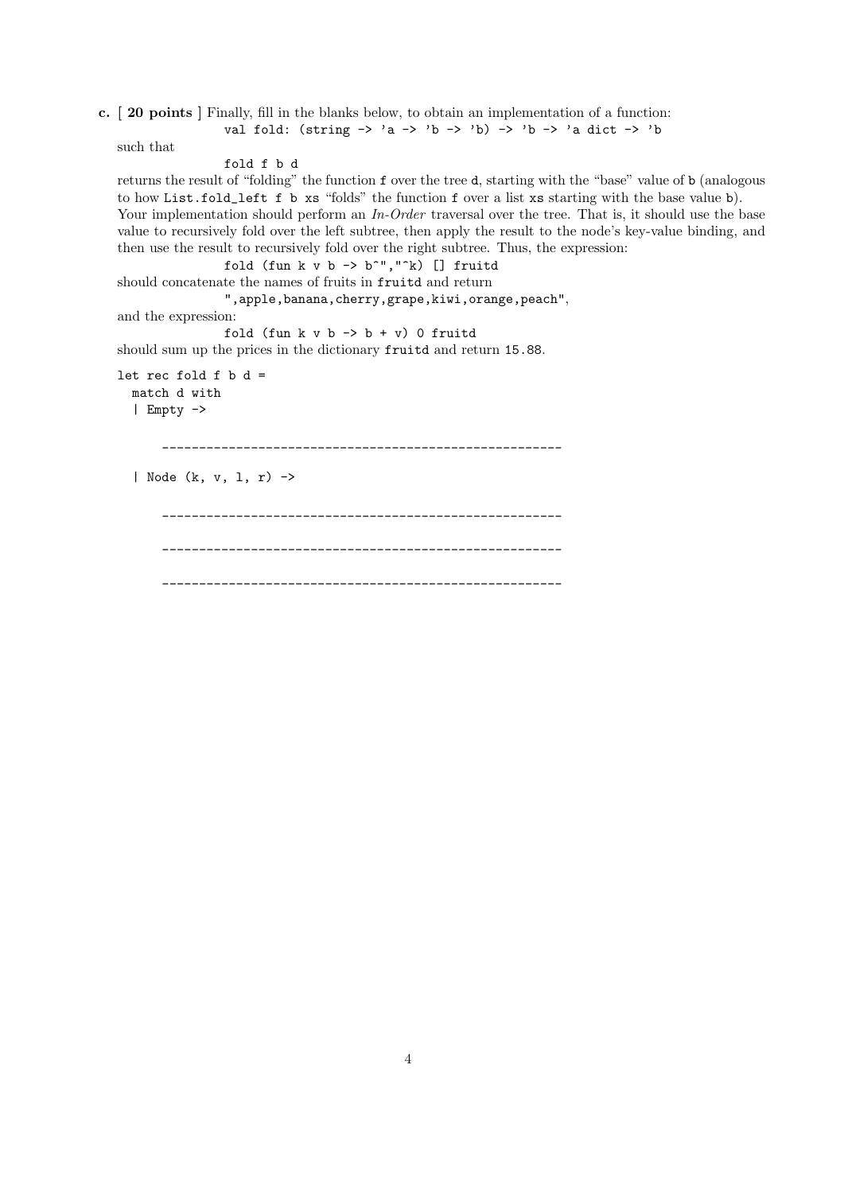**c.** [ **20 points** ] Finally, fill in the blanks below, to obtain an implementation of a function:

```
val fold: (string -> 'a -> 'b -> 'b) -> 'b -> 'a dict -> 'b
```

such that

```
fold f b d
```

returns the result of "folding" the function `f` over the tree `d`, starting with the "base" value of `b` (analogous to how `List.fold_left f b xs` "folds" the function `f` over a list `xs` starting with the base value `b`). Your implementation should perform an *In-Order* traversal over the tree. That is, it should use the base value to recursively fold over the left subtree, then apply the result to the node's key-value binding, and then use the result to recursively fold over the right subtree. Thus, the expression:

```
fold (fun k v b -> b^","^k) [] fruitd
```

should concatenate the names of fruits in `fruitd` and return

```
",apple,banana,cherry,grape,kiwi,orange,peach",
```

and the expression:

```
fold (fun k v b -> b + v) 0 fruitd
```

should sum up the prices in the dictionary `fruitd` and return `15.88`.

```
let rec fold f b d =
  match d with
  | Empty ->

      ______________________________________________________

  | Node (k, v, l, r) ->

      ______________________________________________________

      ______________________________________________________

      ______________________________________________________
```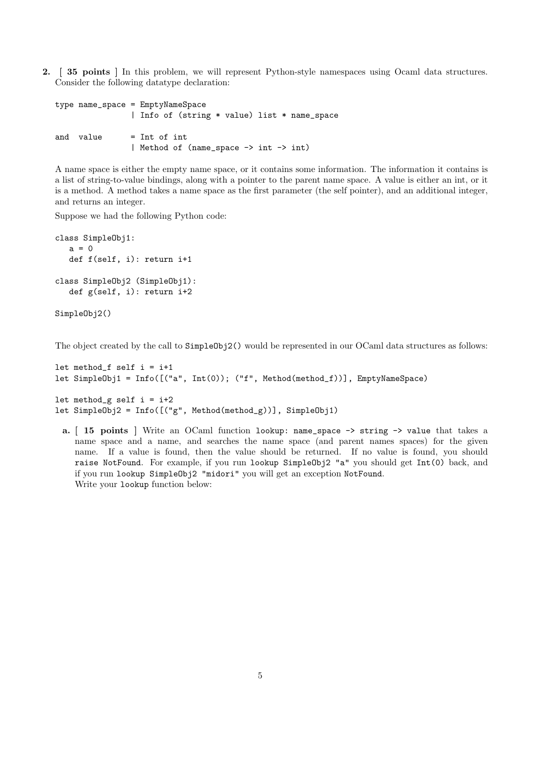**2.** [ **35 points** ] In this problem, we will represent Python-style namespaces using Ocaml data structures. Consider the following datatype declaration:

```
type name_space = EmptyNameSpace
                | Info of (string * value) list * name_space

and  value      = Int of int
                | Method of (name_space -> int -> int)
```

A name space is either the empty name space, or it contains some information. The information it contains is a list of string-to-value bindings, along with a pointer to the parent name space. A value is either an int, or it is a method. A method takes a name space as the first parameter (the self pointer), and an additional integer, and returns an integer.

Suppose we had the following Python code:

```
class SimpleObj1:
   a = 0
   def f(self, i): return i+1

class SimpleObj2 (SimpleObj1):
   def g(self, i): return i+2

SimpleObj2()
```

The object created by the call to `SimpleObj2()` would be represented in our OCaml data structures as follows:

```
let method_f self i = i+1
let SimpleObj1 = Info([("a", Int(0)); ("f", Method(method_f))], EmptyNameSpace)

let method_g self i = i+2
let SimpleObj2 = Info([("g", Method(method_g))], SimpleObj1)
```

**a.** [ **15 points** ] Write an OCaml function `lookup: name_space -> string -> value` that takes a name space and a name, and searches the name space (and parent names spaces) for the given name. If a value is found, then the value should be returned. If no value is found, you should `raise NotFound`. For example, if you run `lookup SimpleObj2 "a"` you should get `Int(0)` back, and if you run `lookup SimpleObj2 "midori"` you will get an exception `NotFound`.
Write your `lookup` function below: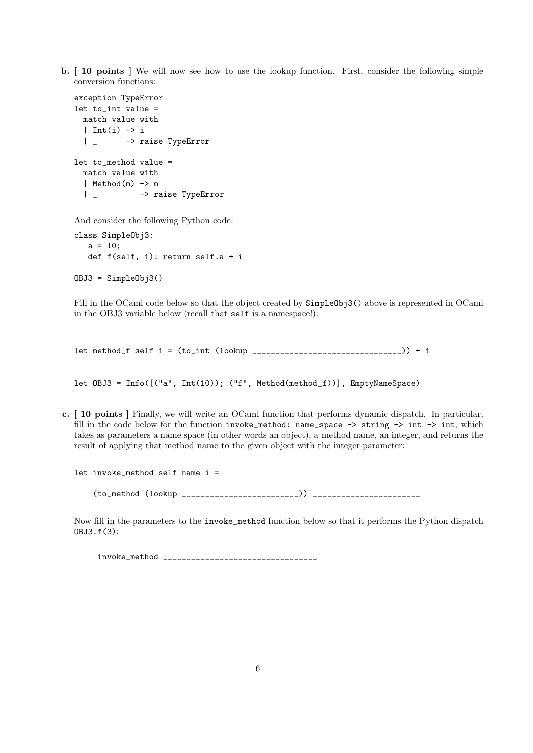**b.** [ **10 points** ] We will now see how to use the lookup function. First, consider the following simple conversion functions:

```
exception TypeError
let to_int value =
  match value with
  | Int(i) -> i
  | _      -> raise TypeError

let to_method value =
  match value with
  | Method(m) -> m
  | _         -> raise TypeError
```

And consider the following Python code:

```
class SimpleObj3:
   a = 10;
   def f(self, i): return self.a + i

OBJ3 = SimpleObj3()
```

Fill in the OCaml code below so that the object created by `SimpleObj3()` above is represented in OCaml in the OBJ3 variable below (recall that `self` is a namespace!):

```
let method_f self i = (to_int (lookup ________________________________)) + i


let OBJ3 = Info([("a", Int(10)); ("f", Method(method_f))], EmptyNameSpace)
```

**c.** [ **10 points** ] Finally, we will write an OCaml function that performs dynamic dispatch. In particular, fill in the code below for the function `invoke_method: name_space -> string -> int -> int`, which takes as parameters a name space (in other words an object), a method name, an integer, and returns the result of applying that method name to the given object with the integer parameter:

```
let invoke_method self name i =

    (to_method (lookup _________________________)) _______________________
```

Now fill in the parameters to the `invoke_method` function below so that it performs the Python dispatch `OBJ3.f(3)`:

```
     invoke_method _________________________________
```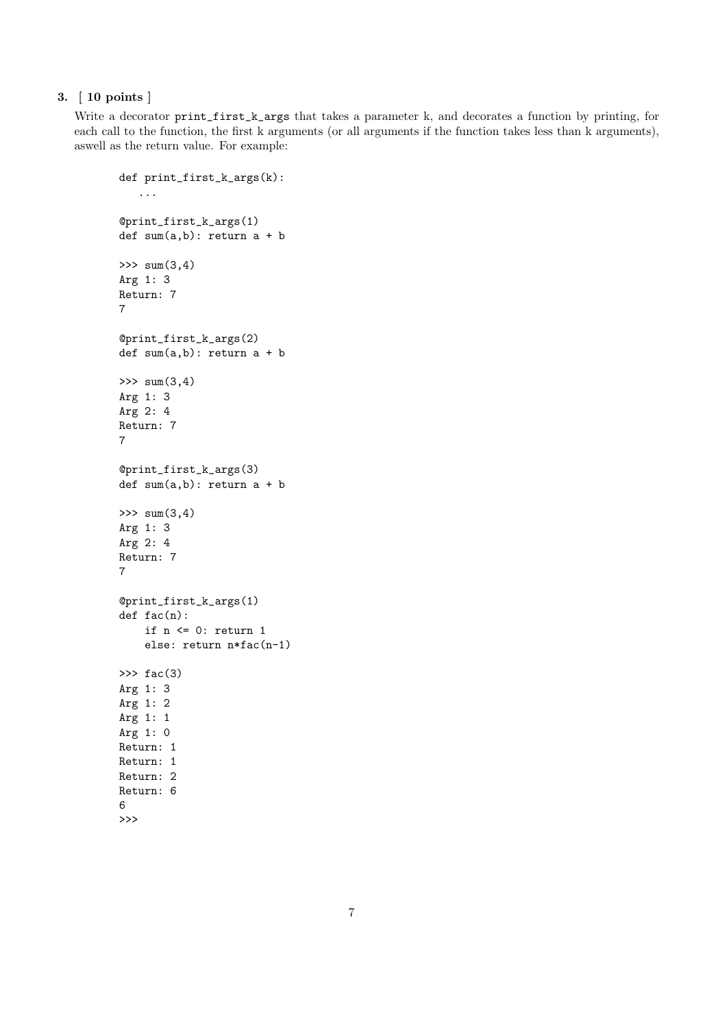**3.** [ **10 points** ]

Write a decorator `print_first_k_args` that takes a parameter k, and decorates a function by printing, for each call to the function, the first k arguments (or all arguments if the function takes less than k arguments), aswell as the return value. For example:

```
def print_first_k_args(k):
   ...

@print_first_k_args(1)
def sum(a,b): return a + b

>>> sum(3,4)
Arg 1: 3
Return: 7
7

@print_first_k_args(2)
def sum(a,b): return a + b

>>> sum(3,4)
Arg 1: 3
Arg 2: 4
Return: 7
7

@print_first_k_args(3)
def sum(a,b): return a + b

>>> sum(3,4)
Arg 1: 3
Arg 2: 4
Return: 7
7

@print_first_k_args(1)
def fac(n):
    if n <= 0: return 1
    else: return n*fac(n-1)

>>> fac(3)
Arg 1: 3
Arg 1: 2
Arg 1: 1
Arg 1: 0
Return: 1
Return: 1
Return: 2
Return: 6
6
>>>
```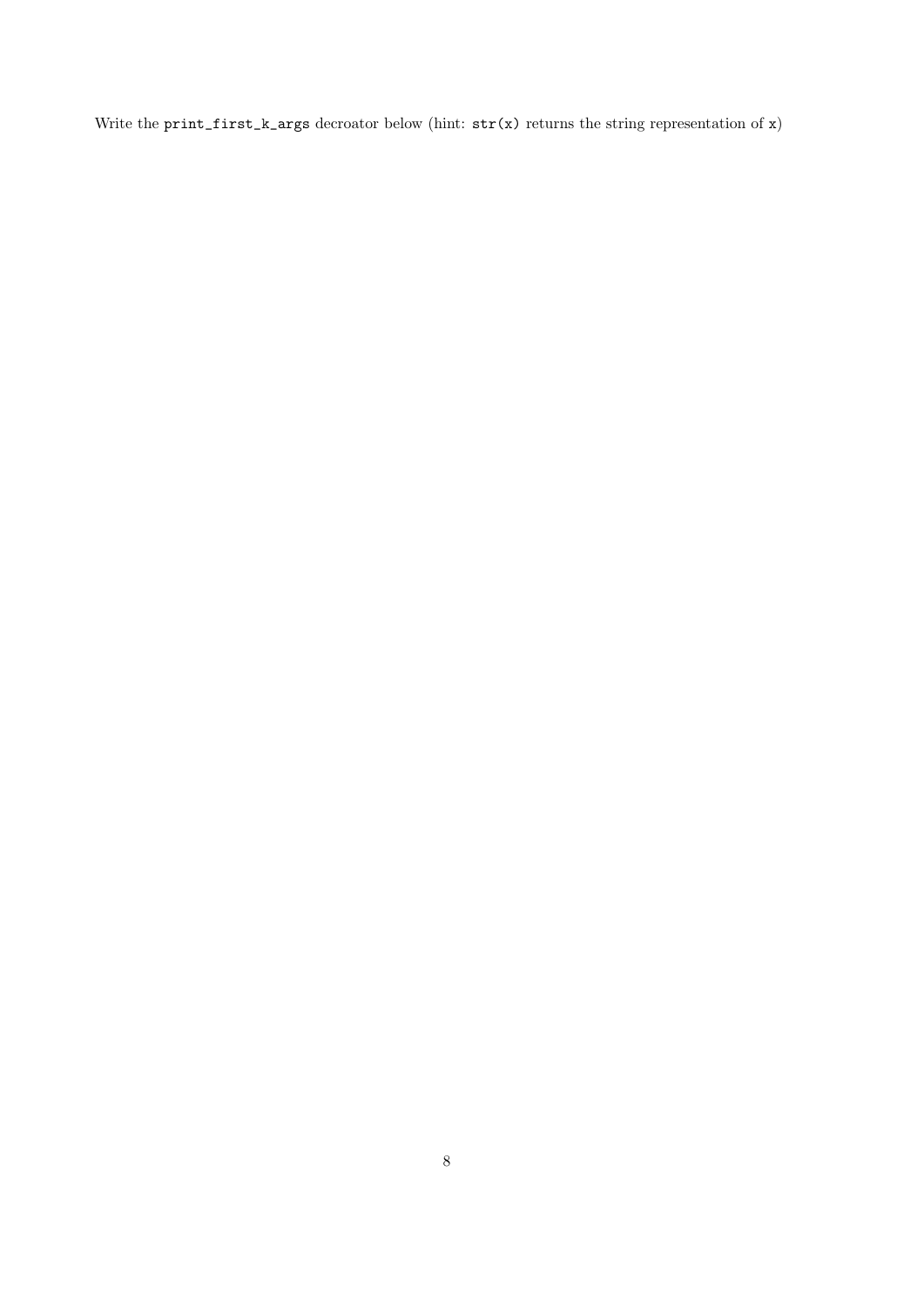Write the `print_first_k_args` decroator below (hint: `str(x)` returns the string representation of `x`)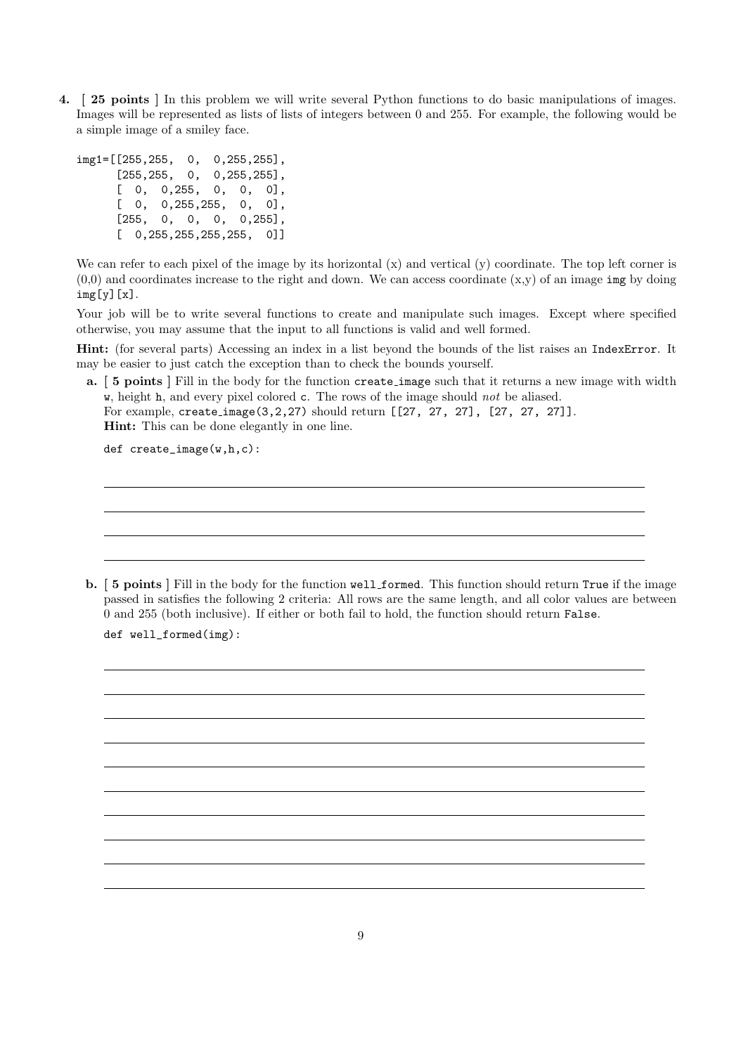**4.** [ **25 points** ] In this problem we will write several Python functions to do basic manipulations of images. Images will be represented as lists of lists of integers between 0 and 255. For example, the following would be a simple image of a smiley face.

```
img1=[[255,255,  0,  0,255,255],
      [255,255,  0,  0,255,255],
      [  0,  0,255,  0,  0,  0],
      [  0,  0,255,255,  0,  0],
      [255,  0,  0,  0,  0,255],
      [  0,255,255,255,255,  0]]
```

We can refer to each pixel of the image by its horizontal (x) and vertical (y) coordinate. The top left corner is (0,0) and coordinates increase to the right and down. We can access coordinate (x,y) of an image `img` by doing `img[y][x]`.

Your job will be to write several functions to create and manipulate such images. Except where specified otherwise, you may assume that the input to all functions is valid and well formed.

**Hint:** (for several parts) Accessing an index in a list beyond the bounds of the list raises an `IndexError`. It may be easier to just catch the exception than to check the bounds yourself.

**a.** [ **5 points** ] Fill in the body for the function `create_image` such that it returns a new image with width `w`, height `h`, and every pixel colored `c`. The rows of the image should *not* be aliased.
For example, `create_image(3,2,27)` should return `[[27, 27, 27], [27, 27, 27]]`.
**Hint:** This can be done elegantly in one line.

```
def create_image(w,h,c):
```

**b.** [ **5 points** ] Fill in the body for the function `well_formed`. This function should return `True` if the image passed in satisfies the following 2 criteria: All rows are the same length, and all color values are between 0 and 255 (both inclusive). If either or both fail to hold, the function should return `False`.

```
def well_formed(img):
```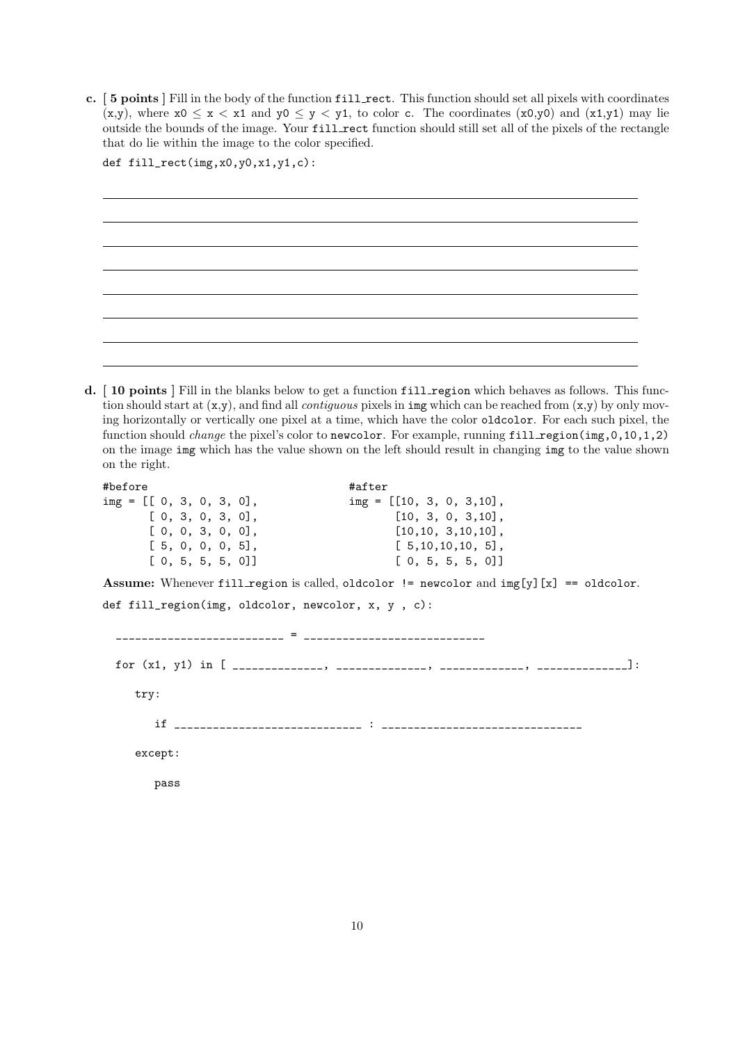**c.** [ **5 points** ] Fill in the body of the function `fill_rect`. This function should set all pixels with coordinates (x,y), where x0 ≤ x < x1 and y0 ≤ y < y1, to color c. The coordinates (x0,y0) and (x1,y1) may lie outside the bounds of the image. Your `fill_rect` function should still set all of the pixels of the rectangle that do lie within the image to the color specified.

```
def fill_rect(img,x0,y0,x1,y1,c):
```

______________________________________________

______________________________________________

______________________________________________

______________________________________________

______________________________________________

______________________________________________

______________________________________________

______________________________________________

**d.** [ **10 points** ] Fill in the blanks below to get a function `fill_region` which behaves as follows. This function should start at (x,y), and find all *contiguous* pixels in `img` which can be reached from (x,y) by only moving horizontally or vertically one pixel at a time, which have the color `oldcolor`. For each such pixel, the function should *change* the pixel's color to `newcolor`. For example, running `fill_region(img,0,10,1,2)` on the image `img` which has the value shown on the left should result in changing `img` to the value shown on the right.

```
#before                              #after
img = [[ 0, 3, 0, 3, 0],             img = [[10, 3, 0, 3,10],
       [ 0, 3, 0, 3, 0],                    [10, 3, 0, 3,10],
       [ 0, 0, 3, 0, 0],                    [10,10, 3,10,10],
       [ 5, 0, 0, 0, 5],                    [ 5,10,10,10, 5],
       [ 0, 5, 5, 5, 0]]                    [ 0, 5, 5, 5, 0]]
```

**Assume:** Whenever `fill_region` is called, `oldcolor != newcolor` and `img[y][x] == oldcolor`.

```
def fill_region(img, oldcolor, newcolor, x, y , c):

  _________________________ = ____________________________

  for (x1, y1) in [ ______________, ______________, _____________, ______________]:

     try:

        if ____________________________ : ______________________________

     except:

        pass
```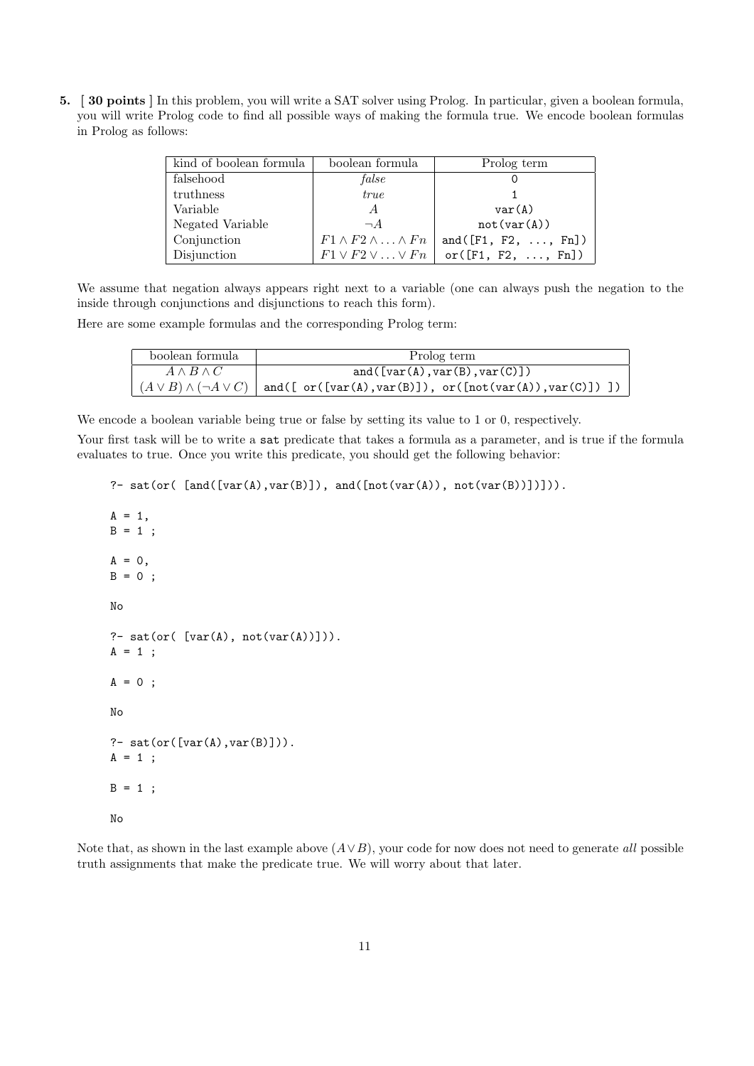**5.** [ **30 points** ] In this problem, you will write a SAT solver using Prolog. In particular, given a boolean formula, you will write Prolog code to find all possible ways of making the formula true. We encode boolean formulas in Prolog as follows:

| kind of boolean formula | boolean formula | Prolog term |
|---|---|---|
| falsehood | *false* | `0` |
| truthness | *true* | `1` |
| Variable | $A$ | `var(A)` |
| Negated Variable | $\neg A$ | `not(var(A))` |
| Conjunction | $F1 \wedge F2 \wedge \ldots \wedge Fn$ | `and([F1, F2, ..., Fn])` |
| Disjunction | $F1 \vee F2 \vee \ldots \vee Fn$ | `or([F1, F2, ..., Fn])` |

We assume that negation always appears right next to a variable (one can always push the negation to the inside through conjunctions and disjunctions to reach this form).

Here are some example formulas and the corresponding Prolog term:

| boolean formula | Prolog term |
|---|---|
| $A \wedge B \wedge C$ | `and([var(A),var(B),var(C)])` |
| $(A \vee B) \wedge (\neg A \vee C)$ | `and([ or([var(A),var(B)]), or([not(var(A)),var(C)]) ])` |

We encode a boolean variable being true or false by setting its value to 1 or 0, respectively.

Your first task will be to write a `sat` predicate that takes a formula as a parameter, and is true if the formula evaluates to true. Once you write this predicate, you should get the following behavior:

```
?- sat(or( [and([var(A),var(B)]), and([not(var(A)), not(var(B))])])).

A = 1,
B = 1 ;

A = 0,
B = 0 ;

No

?- sat(or( [var(A), not(var(A))])).
A = 1 ;

A = 0 ;

No

?- sat(or([var(A),var(B)])).
A = 1 ;

B = 1 ;

No
```

Note that, as shown in the last example above ($A \vee B$), your code for now does not need to generate *all* possible truth assignments that make the predicate true. We will worry about that later.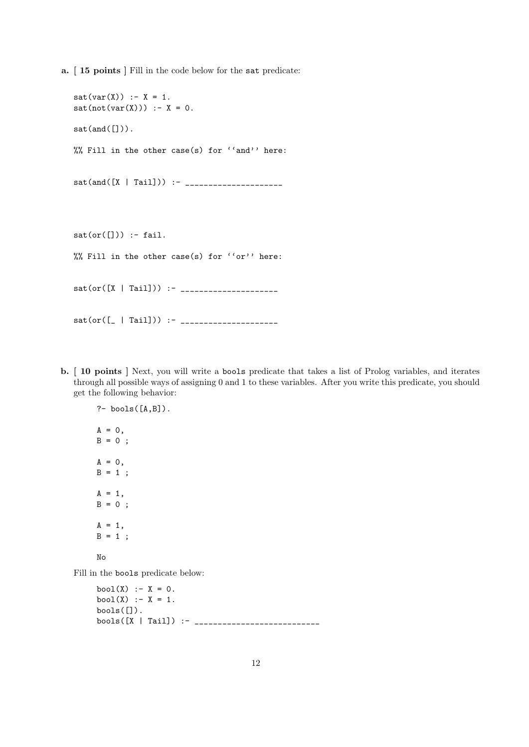**a.** [ **15 points** ] Fill in the code below for the sat predicate:

```
sat(var(X)) :- X = 1.
sat(not(var(X))) :- X = 0.

sat(and([])).

%% Fill in the other case(s) for ``and'' here:


sat(and([X | Tail])) :- ____________________




sat(or([])) :- fail.

%% Fill in the other case(s) for ``or'' here:


sat(or([X | Tail])) :- ____________________


sat(or([_ | Tail])) :- ____________________
```

**b.** [ **10 points** ] Next, you will write a bools predicate that takes a list of Prolog variables, and iterates through all possible ways of assigning 0 and 1 to these variables. After you write this predicate, you should get the following behavior:

```
?- bools([A,B]).

A = 0,
B = 0 ;

A = 0,
B = 1 ;

A = 1,
B = 0 ;

A = 1,
B = 1 ;

No
```

Fill in the bools predicate below:

```
bool(X) :- X = 0.
bool(X) :- X = 1.
bools([]).
bools([X | Tail]) :- __________________________
```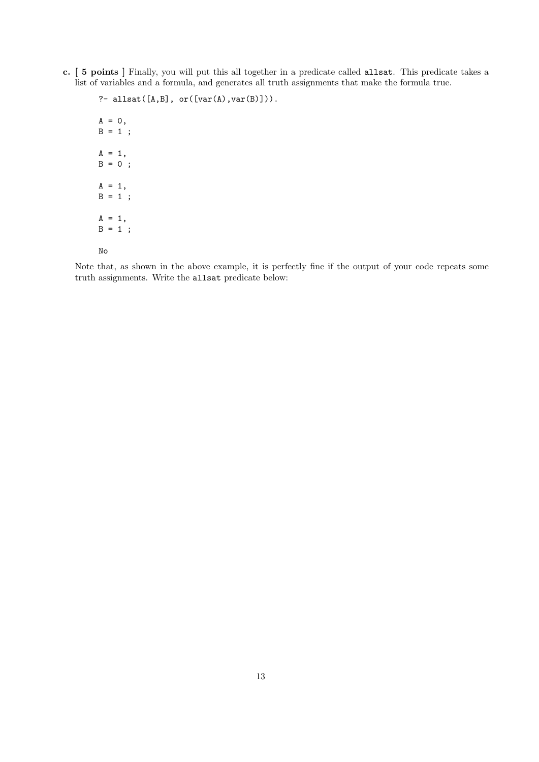**c.** [ **5 points** ] Finally, you will put this all together in a predicate called `allsat`. This predicate takes a list of variables and a formula, and generates all truth assignments that make the formula true.

```
?- allsat([A,B], or([var(A),var(B)])).

A = 0,
B = 1 ;

A = 1,
B = 0 ;

A = 1,
B = 1 ;

A = 1,
B = 1 ;

No
```

Note that, as shown in the above example, it is perfectly fine if the output of your code repeats some truth assignments. Write the `allsat` predicate below: